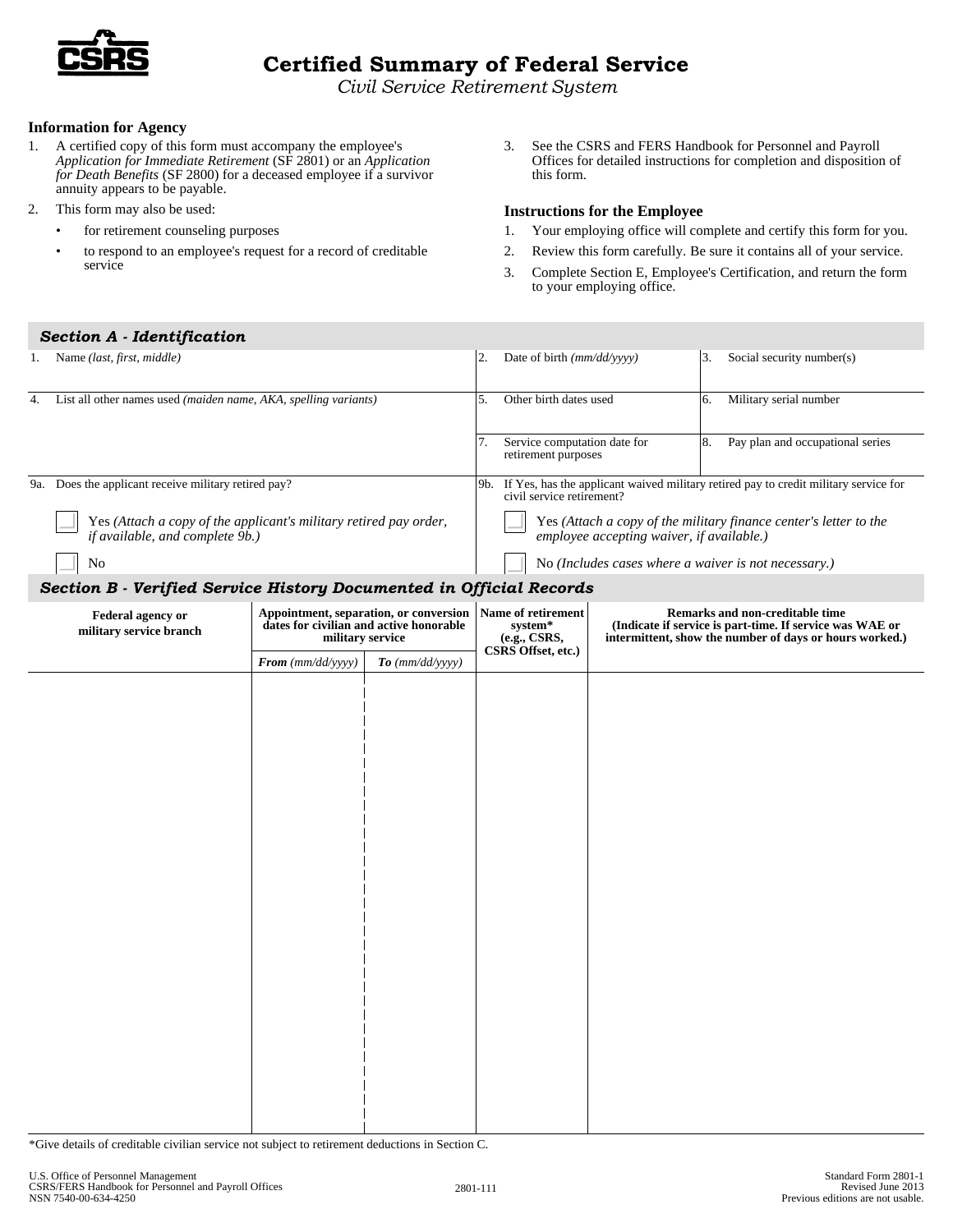# Certified Summary of Federal Service

*Civil Service Retirement System*

**Information for Agency**

1. A certified copy of this form must accompany the employee's *Application for Immediate Retirement* (SF 2801) or an *Application for Death Benefits* (SF 2800) for a deceased employee if a survivor annuity appears to be payable.
2. This form may also be used:
   - for retirement counseling purposes
   - to respond to an employee's request for a record of creditable service
3. See the CSRS and FERS Handbook for Personnel and Payroll Offices for detailed instructions for completion and disposition of this form.

**Instructions for the Employee**

1. Your employing office will complete and certify this form for you.
2. Review this form carefully. Be sure it contains all of your service.
3. Complete Section E, Employee's Certification, and return the form to your employing office.

## Section A - Identification

| | | |
|---|---|---|
| 1. Name *(last, first, middle)* | 2. Date of birth *(mm/dd/yyyy)* | 3. Social security number(s) |
| 4. List all other names used *(maiden name, AKA, spelling variants)* | 5. Other birth dates used | 6. Military serial number |
| | 7. Service computation date for retirement purposes | 8. Pay plan and occupational series |

9a. Does the applicant receive military retired pay?

- ☐ Yes *(Attach a copy of the applicant's military retired pay order, if available, and complete 9b.)*
- ☐ No

9b. If Yes, has the applicant waived military retired pay to credit military service for civil service retirement?

- ☐ Yes *(Attach a copy of the military finance center's letter to the employee accepting waiver, if available.)*
- ☐ No *(Includes cases where a waiver is not necessary.)*

## Section B - Verified Service History Documented in Official Records

| Federal agency or military service branch | Appointment, separation, or conversion dates for civilian and active honorable military service | | Name of retirement system* (e.g., CSRS, CSRS Offset, etc.) | Remarks and non-creditable time (Indicate if service is part-time. If service was WAE or intermittent, show the number of days or hours worked.) |
|---|---|---|---|---|
| | ***From*** *(mm/dd/yyyy)* | ***To*** *(mm/dd/yyyy)* | | |
| | | | | |

*Give details of creditable civilian service not subject to retirement deductions in Section C.

U.S. Office of Personnel Management
CSRS/FERS Handbook for Personnel and Payroll Offices
NSN 7540-00-634-4250

2801-111

Standard Form 2801-1
Revised June 2013
Previous editions are not usable.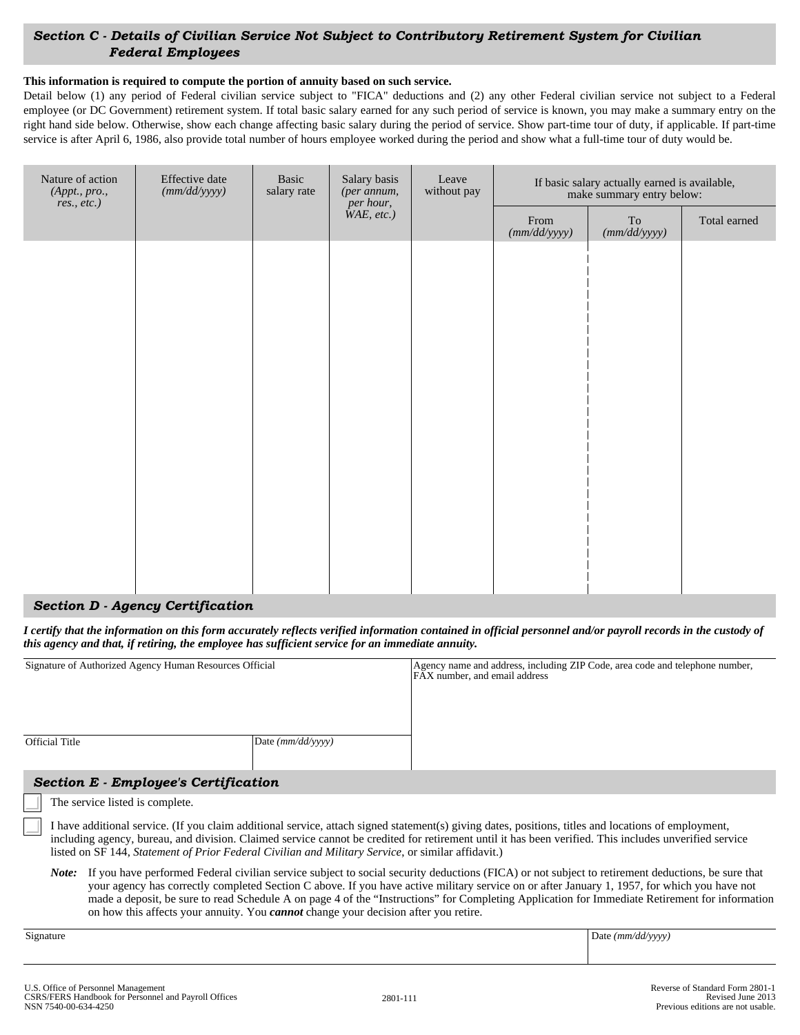## *Section C - Details of Civilian Service Not Subject to Contributory Retirement System for Civilian Federal Employees*

**This information is required to compute the portion of annuity based on such service.**

Detail below (1) any period of Federal civilian service subject to "FICA" deductions and (2) any other Federal civilian service not subject to a Federal employee (or DC Government) retirement system. If total basic salary earned for any such period of service is known, you may make a summary entry on the right hand side below. Otherwise, show each change affecting basic salary during the period of service. Show part-time tour of duty, if applicable. If part-time service is after April 6, 1986, also provide total number of hours employee worked during the period and show what a full-time tour of duty would be.

| Nature of action *(Appt., pro., res., etc.)* | Effective date *(mm/dd/yyyy)* | Basic salary rate | Salary basis *(per annum, per hour, WAE, etc.)* | Leave without pay | If basic salary actually earned is available, make summary entry below: | | |
|---|---|---|---|---|---|---|---|
| | | | | | From *(mm/dd/yyyy)* | To *(mm/dd/yyyy)* | Total earned |
| | | | | | | | |

## *Section D - Agency Certification*

***I certify that the information on this form accurately reflects verified information contained in official personnel and/or payroll records in the custody of this agency and that, if retiring, the employee has sufficient service for an immediate annuity.***

| Signature of Authorized Agency Human Resources Official | | Agency name and address, including ZIP Code, area code and telephone number, FAX number, and email address |
|---|---|---|
| Official Title | Date *(mm/dd/yyyy)* | |

## *Section E - Employee's Certification*

- [ ] The service listed is complete.
- [ ] I have additional service. (If you claim additional service, attach signed statement(s) giving dates, positions, titles and locations of employment, including agency, bureau, and division. Claimed service cannot be credited for retirement until it has been verified. This includes unverified service listed on SF 144, *Statement of Prior Federal Civilian and Military Service*, or similar affidavit.)

***Note:*** If you have performed Federal civilian service subject to social security deductions (FICA) or not subject to retirement deductions, be sure that your agency has correctly completed Section C above. If you have active military service on or after January 1, 1957, for which you have not made a deposit, be sure to read Schedule A on page 4 of the "Instructions" for Completing Application for Immediate Retirement for information on how this affects your annuity. You ***cannot*** change your decision after you retire.

| Signature | Date *(mm/dd/yyyy)* |
|---|---|
| | |

U.S. Office of Personnel Management
CSRS/FERS Handbook for Personnel and Payroll Offices
NSN 7540-00-634-4250

2801-111

Reverse of Standard Form 2801-1
Revised June 2013
Previous editions are not usable.